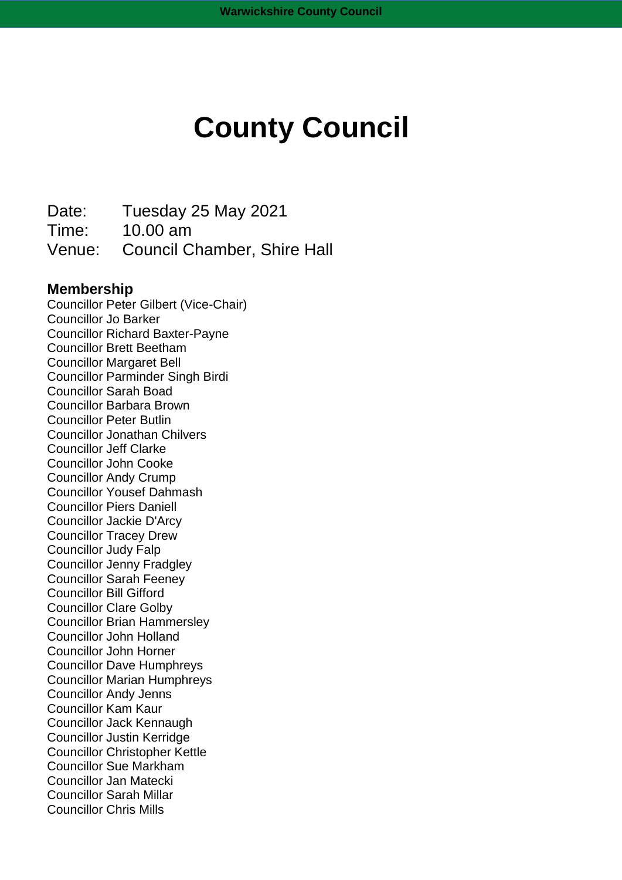# County Council

Date: Tuesday 25 May 2021
Time: 10.00 am
Venue: Council Chamber, Shire Hall

**Membership**

Councillor Peter Gilbert (Vice-Chair)
Councillor Jo Barker
Councillor Richard Baxter-Payne
Councillor Brett Beetham
Councillor Margaret Bell
Councillor Parminder Singh Birdi
Councillor Sarah Boad
Councillor Barbara Brown
Councillor Peter Butlin
Councillor Jonathan Chilvers
Councillor Jeff Clarke
Councillor John Cooke
Councillor Andy Crump
Councillor Yousef Dahmash
Councillor Piers Daniell
Councillor Jackie D'Arcy
Councillor Tracey Drew
Councillor Judy Falp
Councillor Jenny Fradgley
Councillor Sarah Feeney
Councillor Bill Gifford
Councillor Clare Golby
Councillor Brian Hammersley
Councillor John Holland
Councillor John Horner
Councillor Dave Humphreys
Councillor Marian Humphreys
Councillor Andy Jenns
Councillor Kam Kaur
Councillor Jack Kennaugh
Councillor Justin Kerridge
Councillor Christopher Kettle
Councillor Sue Markham
Councillor Jan Matecki
Councillor Sarah Millar
Councillor Chris Mills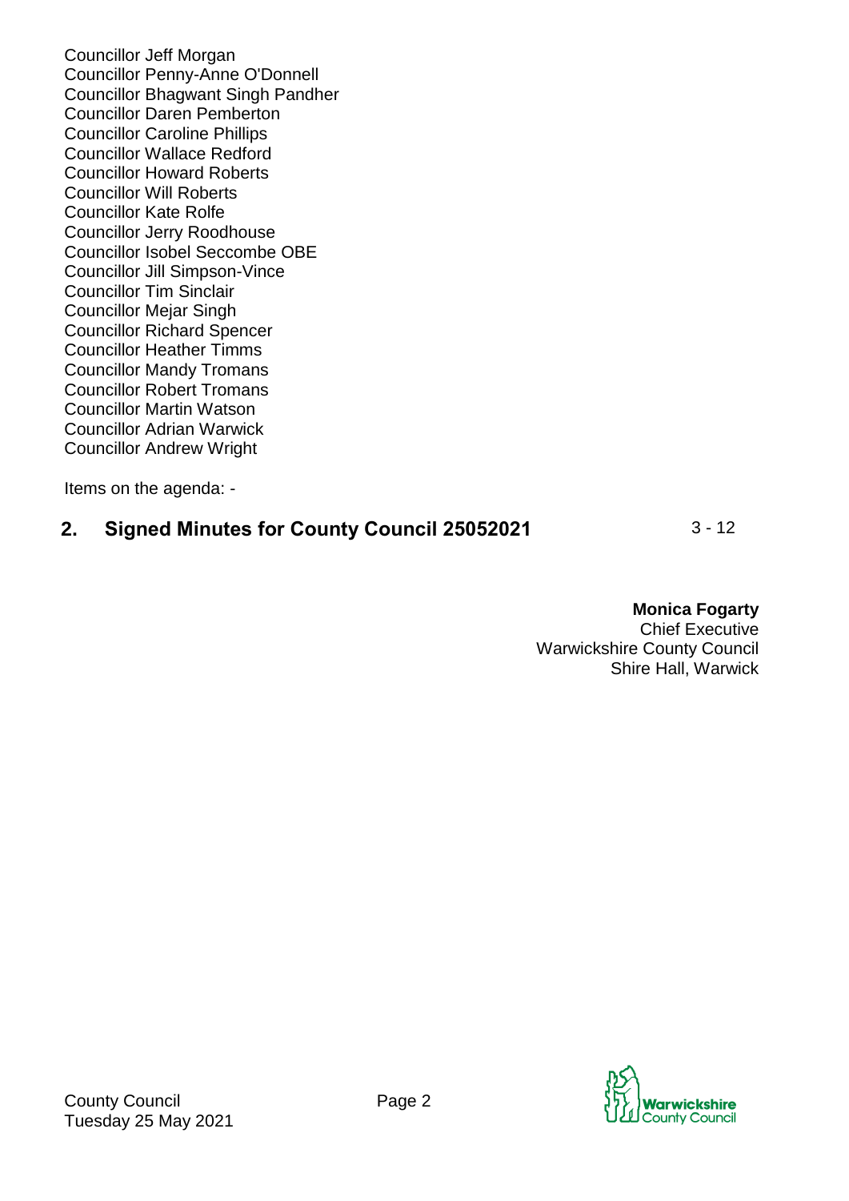Councillor Jeff Morgan
Councillor Penny-Anne O'Donnell
Councillor Bhagwant Singh Pandher
Councillor Daren Pemberton
Councillor Caroline Phillips
Councillor Wallace Redford
Councillor Howard Roberts
Councillor Will Roberts
Councillor Kate Rolfe
Councillor Jerry Roodhouse
Councillor Isobel Seccombe OBE
Councillor Jill Simpson-Vince
Councillor Tim Sinclair
Councillor Mejar Singh
Councillor Richard Spencer
Councillor Heather Timms
Councillor Mandy Tromans
Councillor Robert Tromans
Councillor Martin Watson
Councillor Adrian Warwick
Councillor Andrew Wright

Items on the agenda: -

## 2. Signed Minutes for County Council 25052021 — 3 - 12

**Monica Fogarty**
Chief Executive
Warwickshire County Council
Shire Hall, Warwick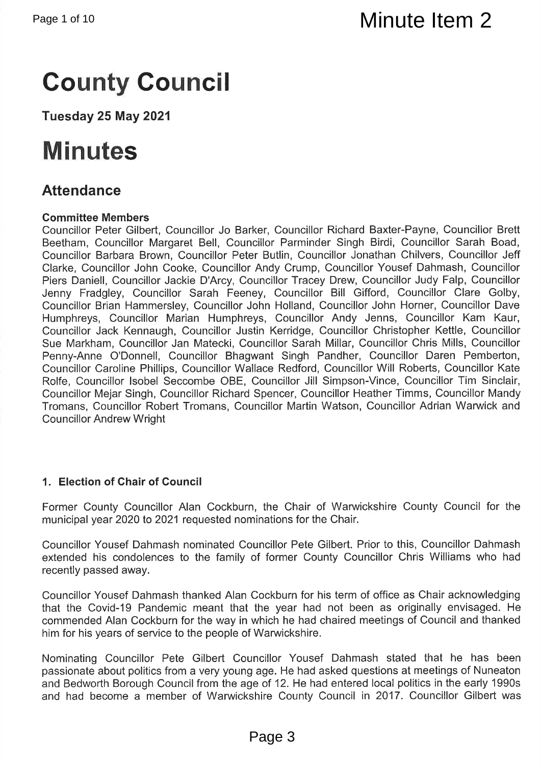Minute Item 2

# County Council

**Tuesday 25 May 2021**

# Minutes

## Attendance

**Committee Members**

Councillor Peter Gilbert, Councillor Jo Barker, Councillor Richard Baxter-Payne, Councillor Brett Beetham, Councillor Margaret Bell, Councillor Parminder Singh Birdi, Councillor Sarah Boad, Councillor Barbara Brown, Councillor Peter Butlin, Councillor Jonathan Chilvers, Councillor Jeff Clarke, Councillor John Cooke, Councillor Andy Crump, Councillor Yousef Dahmash, Councillor Piers Daniell, Councillor Jackie D'Arcy, Councillor Tracey Drew, Councillor Judy Falp, Councillor Jenny Fradgley, Councillor Sarah Feeney, Councillor Bill Gifford, Councillor Clare Golby, Councillor Brian Hammersley, Councillor John Holland, Councillor John Horner, Councillor Dave Humphreys, Councillor Marian Humphreys, Councillor Andy Jenns, Councillor Kam Kaur, Councillor Jack Kennaugh, Councillor Justin Kerridge, Councillor Christopher Kettle, Councillor Sue Markham, Councillor Jan Matecki, Councillor Sarah Millar, Councillor Chris Mills, Councillor Penny-Anne O'Donnell, Councillor Bhagwant Singh Pandher, Councillor Daren Pemberton, Councillor Caroline Phillips, Councillor Wallace Redford, Councillor Will Roberts, Councillor Kate Rolfe, Councillor Isobel Seccombe OBE, Councillor Jill Simpson-Vince, Councillor Tim Sinclair, Councillor Mejar Singh, Councillor Richard Spencer, Councillor Heather Timms, Councillor Mandy Tromans, Councillor Robert Tromans, Councillor Martin Watson, Councillor Adrian Warwick and Councillor Andrew Wright

### 1. Election of Chair of Council

Former County Councillor Alan Cockburn, the Chair of Warwickshire County Council for the municipal year 2020 to 2021 requested nominations for the Chair.

Councillor Yousef Dahmash nominated Councillor Pete Gilbert. Prior to this, Councillor Dahmash extended his condolences to the family of former County Councillor Chris Williams who had recently passed away.

Councillor Yousef Dahmash thanked Alan Cockburn for his term of office as Chair acknowledging that the Covid-19 Pandemic meant that the year had not been as originally envisaged. He commended Alan Cockburn for the way in which he had chaired meetings of Council and thanked him for his years of service to the people of Warwickshire.

Nominating Councillor Pete Gilbert Councillor Yousef Dahmash stated that he has been passionate about politics from a very young age. He had asked questions at meetings of Nuneaton and Bedworth Borough Council from the age of 12. He had entered local politics in the early 1990s and had become a member of Warwickshire County Council in 2017. Councillor Gilbert was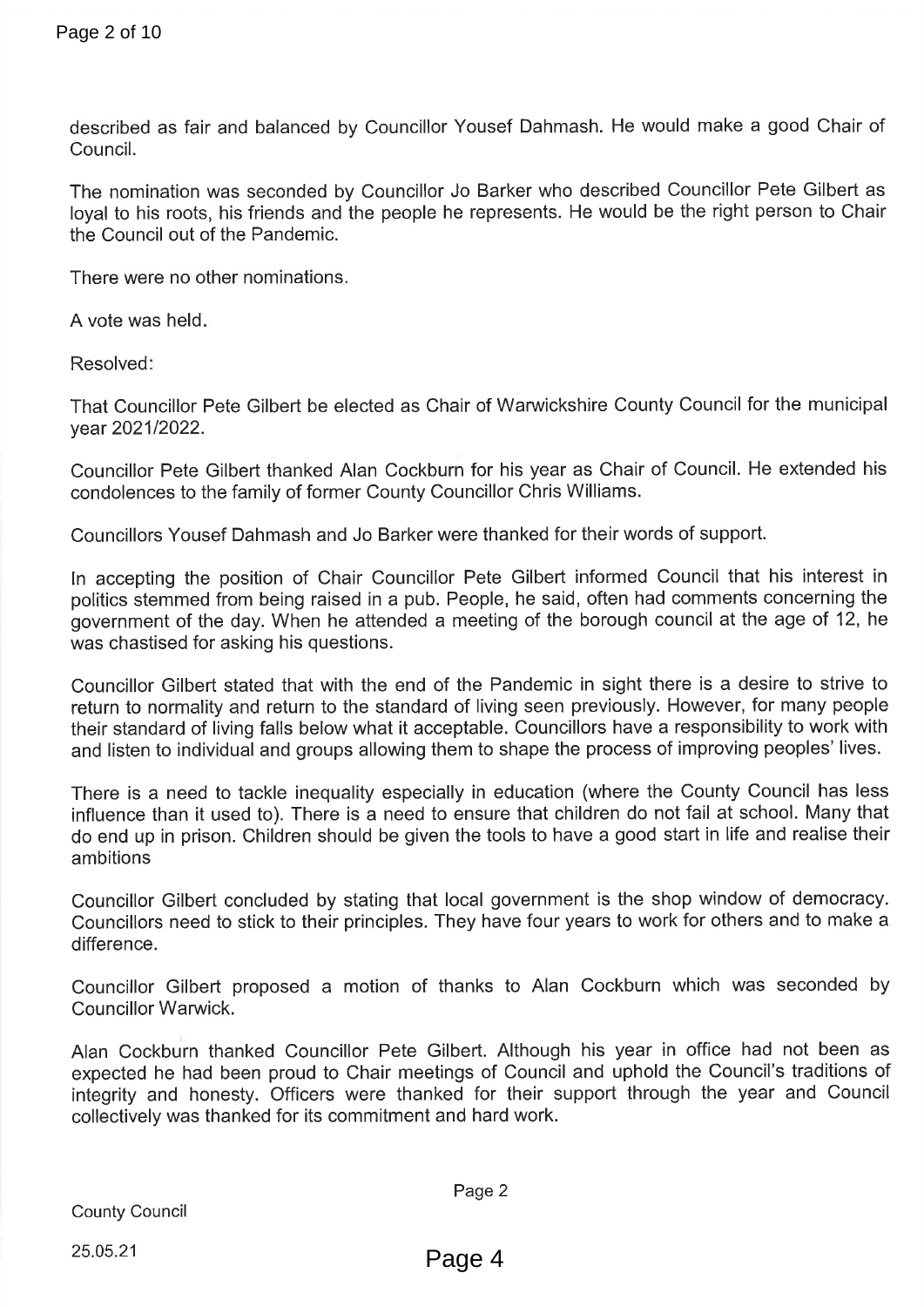described as fair and balanced by Councillor Yousef Dahmash. He would make a good Chair of Council.

The nomination was seconded by Councillor Jo Barker who described Councillor Pete Gilbert as loyal to his roots, his friends and the people he represents. He would be the right person to Chair the Council out of the Pandemic.

There were no other nominations.

A vote was held.

Resolved:

That Councillor Pete Gilbert be elected as Chair of Warwickshire County Council for the municipal year 2021/2022.

Councillor Pete Gilbert thanked Alan Cockburn for his year as Chair of Council. He extended his condolences to the family of former County Councillor Chris Williams.

Councillors Yousef Dahmash and Jo Barker were thanked for their words of support.

In accepting the position of Chair Councillor Pete Gilbert informed Council that his interest in politics stemmed from being raised in a pub. People, he said, often had comments concerning the government of the day. When he attended a meeting of the borough council at the age of 12, he was chastised for asking his questions.

Councillor Gilbert stated that with the end of the Pandemic in sight there is a desire to strive to return to normality and return to the standard of living seen previously. However, for many people their standard of living falls below what it acceptable. Councillors have a responsibility to work with and listen to individual and groups allowing them to shape the process of improving peoples' lives.

There is a need to tackle inequality especially in education (where the County Council has less influence than it used to). There is a need to ensure that children do not fail at school. Many that do end up in prison. Children should be given the tools to have a good start in life and realise their ambitions

Councillor Gilbert concluded by stating that local government is the shop window of democracy. Councillors need to stick to their principles. They have four years to work for others and to make a difference.

Councillor Gilbert proposed a motion of thanks to Alan Cockburn which was seconded by Councillor Warwick.

Alan Cockburn thanked Councillor Pete Gilbert. Although his year in office had not been as expected he had been proud to Chair meetings of Council and uphold the Council's traditions of integrity and honesty. Officers were thanked for their support through the year and Council collectively was thanked for its commitment and hard work.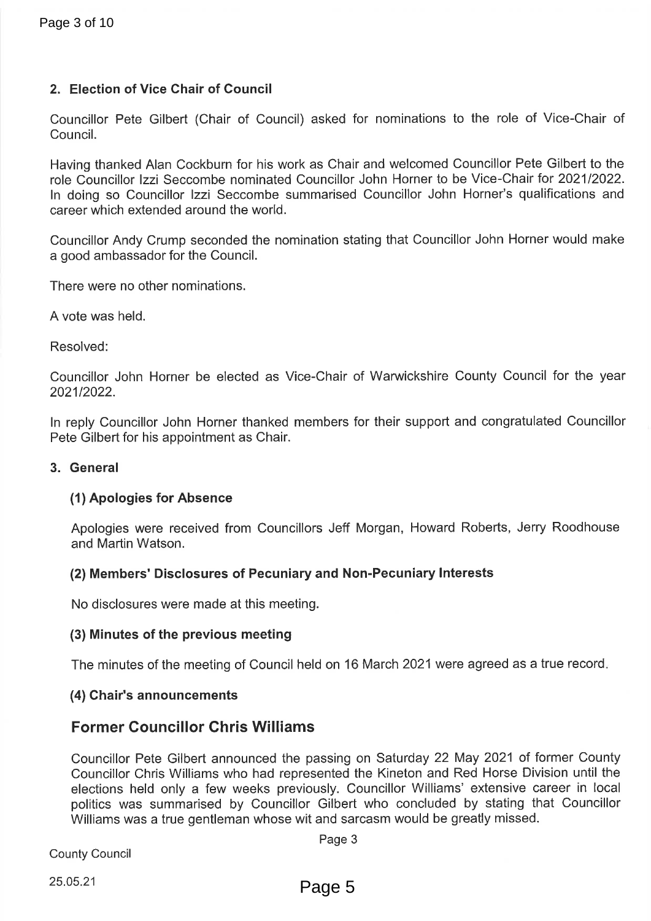## 2. Election of Vice Chair of Council

Councillor Pete Gilbert (Chair of Council) asked for nominations to the role of Vice-Chair of Council.

Having thanked Alan Cockburn for his work as Chair and welcomed Councillor Pete Gilbert to the role Councillor Izzi Seccombe nominated Councillor John Horner to be Vice-Chair for 2021/2022. In doing so Councillor Izzi Seccombe summarised Councillor John Horner's qualifications and career which extended around the world.

Councillor Andy Crump seconded the nomination stating that Councillor John Horner would make a good ambassador for the Council.

There were no other nominations.

A vote was held.

Resolved:

Councillor John Horner be elected as Vice-Chair of Warwickshire County Council for the year 2021/2022.

In reply Councillor John Horner thanked members for their support and congratulated Councillor Pete Gilbert for his appointment as Chair.

## 3. General

### (1) Apologies for Absence

Apologies were received from Councillors Jeff Morgan, Howard Roberts, Jerry Roodhouse and Martin Watson.

### (2) Members' Disclosures of Pecuniary and Non-Pecuniary Interests

No disclosures were made at this meeting.

### (3) Minutes of the previous meeting

The minutes of the meeting of Council held on 16 March 2021 were agreed as a true record.

### (4) Chair's announcements

## Former Councillor Chris Williams

Councillor Pete Gilbert announced the passing on Saturday 22 May 2021 of former County Councillor Chris Williams who had represented the Kineton and Red Horse Division until the elections held only a few weeks previously. Councillor Williams' extensive career in local politics was summarised by Councillor Gilbert who concluded by stating that Councillor Williams was a true gentleman whose wit and sarcasm would be greatly missed.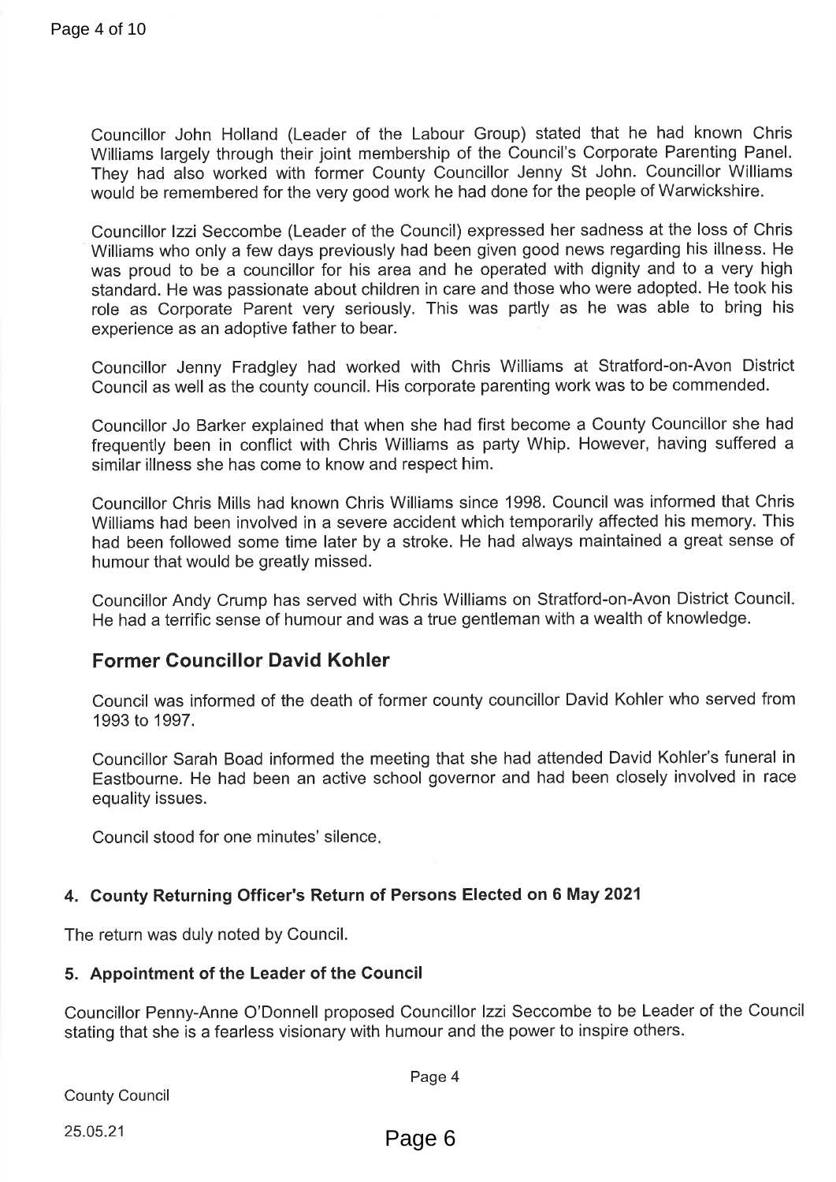Councillor John Holland (Leader of the Labour Group) stated that he had known Chris Williams largely through their joint membership of the Council's Corporate Parenting Panel. They had also worked with former County Councillor Jenny St John. Councillor Williams would be remembered for the very good work he had done for the people of Warwickshire.

Councillor Izzi Seccombe (Leader of the Council) expressed her sadness at the loss of Chris Williams who only a few days previously had been given good news regarding his illness. He was proud to be a councillor for his area and he operated with dignity and to a very high standard. He was passionate about children in care and those who were adopted. He took his role as Corporate Parent very seriously. This was partly as he was able to bring his experience as an adoptive father to bear.

Councillor Jenny Fradgley had worked with Chris Williams at Stratford-on-Avon District Council as well as the county council. His corporate parenting work was to be commended.

Councillor Jo Barker explained that when she had first become a County Councillor she had frequently been in conflict with Chris Williams as party Whip. However, having suffered a similar illness she has come to know and respect him.

Councillor Chris Mills had known Chris Williams since 1998. Council was informed that Chris Williams had been involved in a severe accident which temporarily affected his memory. This had been followed some time later by a stroke. He had always maintained a great sense of humour that would be greatly missed.

Councillor Andy Crump has served with Chris Williams on Stratford-on-Avon District Council. He had a terrific sense of humour and was a true gentleman with a wealth of knowledge.

## Former Councillor David Kohler

Council was informed of the death of former county councillor David Kohler who served from 1993 to 1997.

Councillor Sarah Boad informed the meeting that she had attended David Kohler's funeral in Eastbourne. He had been an active school governor and had been closely involved in race equality issues.

Council stood for one minutes' silence.

### 4. County Returning Officer's Return of Persons Elected on 6 May 2021

The return was duly noted by Council.

### 5. Appointment of the Leader of the Council

Councillor Penny-Anne O'Donnell proposed Councillor Izzi Seccombe to be Leader of the Council stating that she is a fearless visionary with humour and the power to inspire others.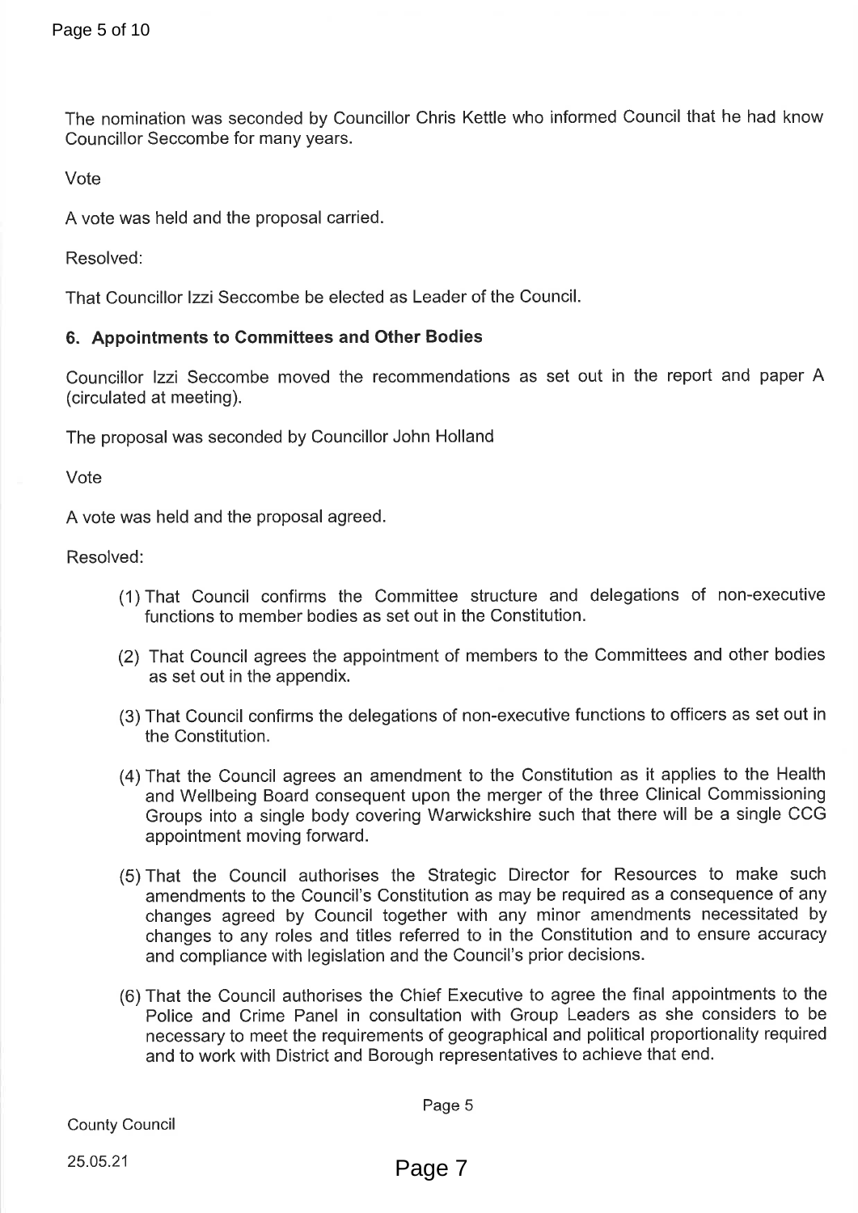The nomination was seconded by Councillor Chris Kettle who informed Council that he had know Councillor Seccombe for many years.

Vote

A vote was held and the proposal carried.

Resolved:

That Councillor Izzi Seccombe be elected as Leader of the Council.

### 6. Appointments to Committees and Other Bodies

Councillor Izzi Seccombe moved the recommendations as set out in the report and paper A (circulated at meeting).

The proposal was seconded by Councillor John Holland

Vote

A vote was held and the proposal agreed.

Resolved:

(1) That Council confirms the Committee structure and delegations of non-executive functions to member bodies as set out in the Constitution.

(2) That Council agrees the appointment of members to the Committees and other bodies as set out in the appendix.

(3) That Council confirms the delegations of non-executive functions to officers as set out in the Constitution.

(4) That the Council agrees an amendment to the Constitution as it applies to the Health and Wellbeing Board consequent upon the merger of the three Clinical Commissioning Groups into a single body covering Warwickshire such that there will be a single CCG appointment moving forward.

(5) That the Council authorises the Strategic Director for Resources to make such amendments to the Council's Constitution as may be required as a consequence of any changes agreed by Council together with any minor amendments necessitated by changes to any roles and titles referred to in the Constitution and to ensure accuracy and compliance with legislation and the Council's prior decisions.

(6) That the Council authorises the Chief Executive to agree the final appointments to the Police and Crime Panel in consultation with Group Leaders as she considers to be necessary to meet the requirements of geographical and political proportionality required and to work with District and Borough representatives to achieve that end.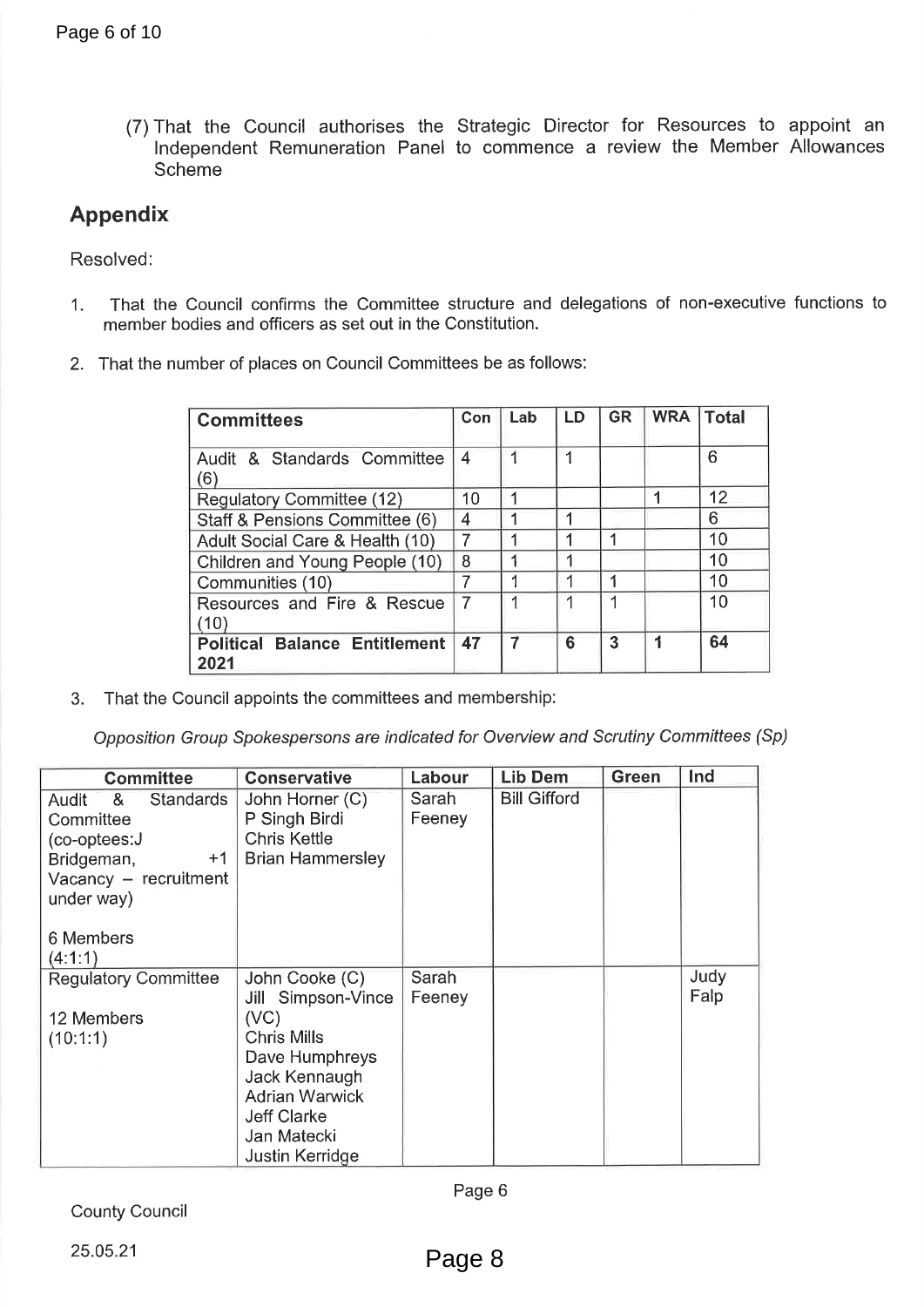(7) That the Council authorises the Strategic Director for Resources to appoint an Independent Remuneration Panel to commence a review the Member Allowances Scheme

## Appendix

Resolved:

1. That the Council confirms the Committee structure and delegations of non-executive functions to member bodies and officers as set out in the Constitution.
2. That the number of places on Council Committees be as follows:

| Committees | Con | Lab | LD | GR | WRA | Total |
|---|---|---|---|---|---|---|
| Audit & Standards Committee (6) | 4 | 1 | 1 | | | 6 |
| Regulatory Committee (12) | 10 | 1 | | | 1 | 12 |
| Staff & Pensions Committee (6) | 4 | 1 | 1 | | | 6 |
| Adult Social Care & Health (10) | 7 | 1 | 1 | 1 | | 10 |
| Children and Young People (10) | 8 | 1 | 1 | | | 10 |
| Communities (10) | 7 | 1 | 1 | 1 | | 10 |
| Resources and Fire & Rescue (10) | 7 | 1 | 1 | 1 | | 10 |
| **Political Balance Entitlement 2021** | **47** | **7** | **6** | **3** | **1** | **64** |

3. That the Council appoints the committees and membership:

*Opposition Group Spokespersons are indicated for Overview and Scrutiny Committees (Sp)*

| Committee | Conservative | Labour | Lib Dem | Green | Ind |
|---|---|---|---|---|---|
| Audit & Standards Committee (co-optees: J Bridgeman, +1 Vacancy – recruitment under way)<br><br>6 Members (4:1:1) | John Horner (C)<br>P Singh Birdi<br>Chris Kettle<br>Brian Hammersley | Sarah Feeney | Bill Gifford | | |
| Regulatory Committee<br><br>12 Members (10:1:1) | John Cooke (C)<br>Jill Simpson-Vince (VC)<br>Chris Mills<br>Dave Humphreys<br>Jack Kennaugh<br>Adrian Warwick<br>Jeff Clarke<br>Jan Matecki<br>Justin Kerridge | Sarah Feeney | | | Judy Falp |

County Council

25.05.21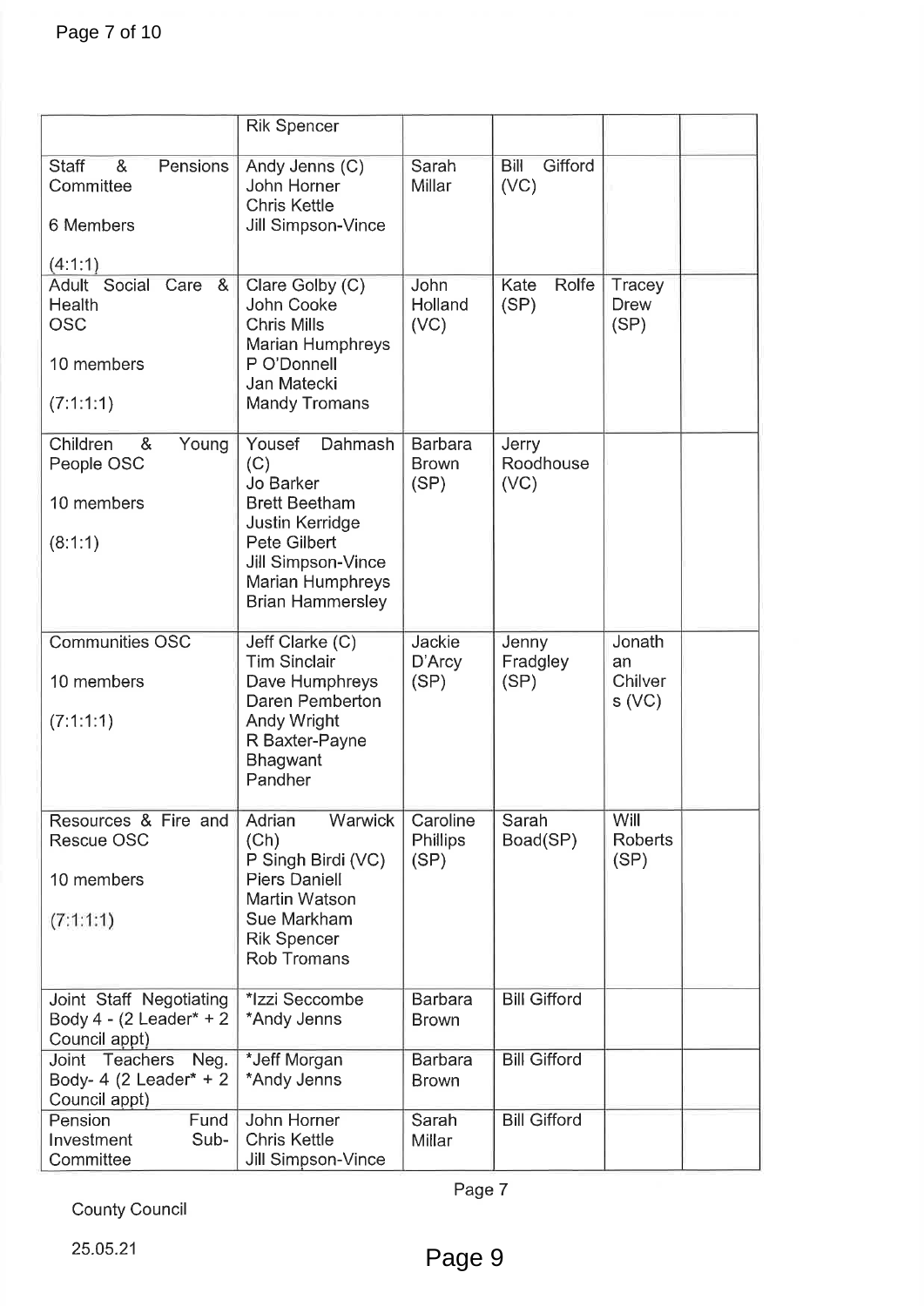| | | | | | |
|---|---|---|---|---|---|
| | Rik Spencer | | | | |
| Staff & Pensions Committee<br><br>6 Members<br><br>(4:1:1) | Andy Jenns (C)<br>John Horner<br>Chris Kettle<br>Jill Simpson-Vince | Sarah Millar | Bill Gifford (VC) | | |
| Adult Social Care & Health OSC<br><br>10 members<br><br>(7:1:1:1) | Clare Golby (C)<br>John Cooke<br>Chris Mills<br>Marian Humphreys<br>P O'Donnell<br>Jan Matecki<br>Mandy Tromans | John Holland (VC) | Kate Rolfe (SP) | Tracey Drew (SP) | |
| Children & Young People OSC<br><br>10 members<br><br>(8:1:1) | Yousef Dahmash (C)<br>Jo Barker<br>Brett Beetham<br>Justin Kerridge<br>Pete Gilbert<br>Jill Simpson-Vince<br>Marian Humphreys<br>Brian Hammersley | Barbara Brown (SP) | Jerry Roodhouse (VC) | | |
| Communities OSC<br><br>10 members<br><br>(7:1:1:1) | Jeff Clarke (C)<br>Tim Sinclair<br>Dave Humphreys<br>Daren Pemberton<br>Andy Wright<br>R Baxter-Payne<br>Bhagwant Pandher | Jackie D'Arcy (SP) | Jenny Fradgley (SP) | Jonathan Chilvers (VC) | |
| Resources & Fire and Rescue OSC<br><br>10 members<br><br>(7:1:1:1) | Adrian Warwick (Ch)<br>P Singh Birdi (VC)<br>Piers Daniell<br>Martin Watson<br>Sue Markham<br>Rik Spencer<br>Rob Tromans | Caroline Phillips (SP) | Sarah Boad(SP) | Will Roberts (SP) | |
| Joint Staff Negotiating Body 4 - (2 Leader* + 2 Council appt) | *Izzi Seccombe<br>*Andy Jenns | Barbara Brown | Bill Gifford | | |
| Joint Teachers Neg. Body- 4 (2 Leader* + 2 Council appt) | *Jeff Morgan<br>*Andy Jenns | Barbara Brown | Bill Gifford | | |
| Pension Fund Investment Sub-Committee | John Horner<br>Chris Kettle<br>Jill Simpson-Vince | Sarah Millar | Bill Gifford | | |

County Council

25.05.21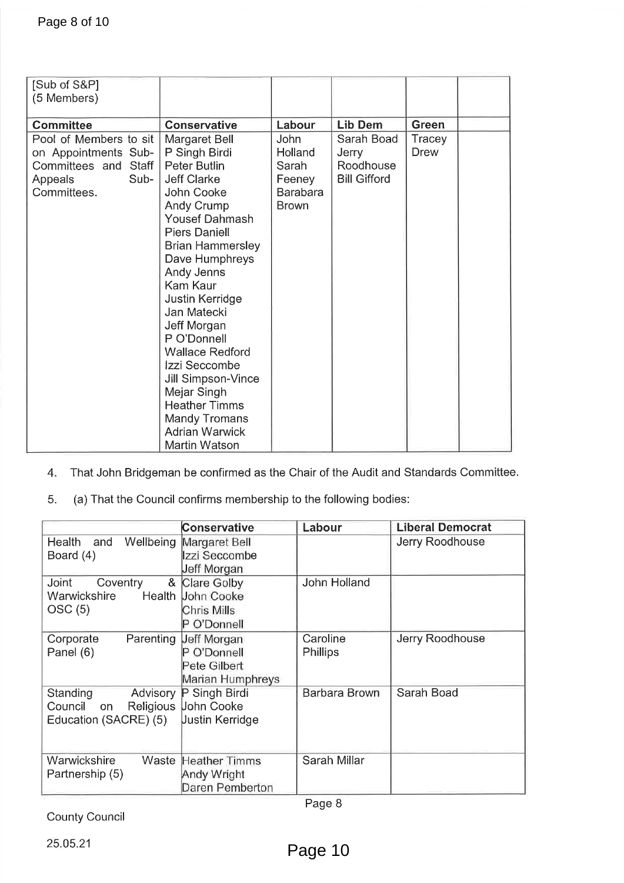| [Sub of S&P] (5 Members) | | | | | |
|---|---|---|---|---|---|
| **Committee** | **Conservative** | **Labour** | **Lib Dem** | **Green** | |
| Pool of Members to sit on Appointments Sub-Committees and Staff Appeals Sub-Committees. | Margaret Bell<br>P Singh Birdi<br>Peter Butlin<br>Jeff Clarke<br>John Cooke<br>Andy Crump<br>Yousef Dahmash<br>Piers Daniell<br>Brian Hammersley<br>Dave Humphreys<br>Andy Jenns<br>Kam Kaur<br>Justin Kerridge<br>Jan Matecki<br>Jeff Morgan<br>P O'Donnell<br>Wallace Redford<br>Izzi Seccombe<br>Jill Simpson-Vince<br>Mejar Singh<br>Heather Timms<br>Mandy Tromans<br>Adrian Warwick<br>Martin Watson | John Holland<br>Sarah Feeney<br>Barabara Brown | Sarah Boad<br>Jerry Roodhouse<br>Bill Gifford | Tracey Drew | |

4. That John Bridgeman be confirmed as the Chair of the Audit and Standards Committee.

5. (a) That the Council confirms membership to the following bodies:

| | **Conservative** | **Labour** | **Liberal Democrat** |
|---|---|---|---|
| Health and Wellbeing Board (4) | Margaret Bell<br>Izzi Seccombe<br>Jeff Morgan | | Jerry Roodhouse |
| Joint Coventry & Warwickshire Health OSC (5) | Clare Golby<br>John Cooke<br>Chris Mills<br>P O'Donnell | John Holland | |
| Corporate Parenting Panel (6) | Jeff Morgan<br>P O'Donnell<br>Pete Gilbert<br>Marian Humphreys | Caroline Phillips | Jerry Roodhouse |
| Standing Advisory Council on Religious Education (SACRE) (5) | P Singh Birdi<br>John Cooke<br>Justin Kerridge | Barbara Brown | Sarah Boad |
| Warwickshire Waste Partnership (5) | Heather Timms<br>Andy Wright<br>Daren Pemberton | Sarah Millar | |

County Council

25.05.21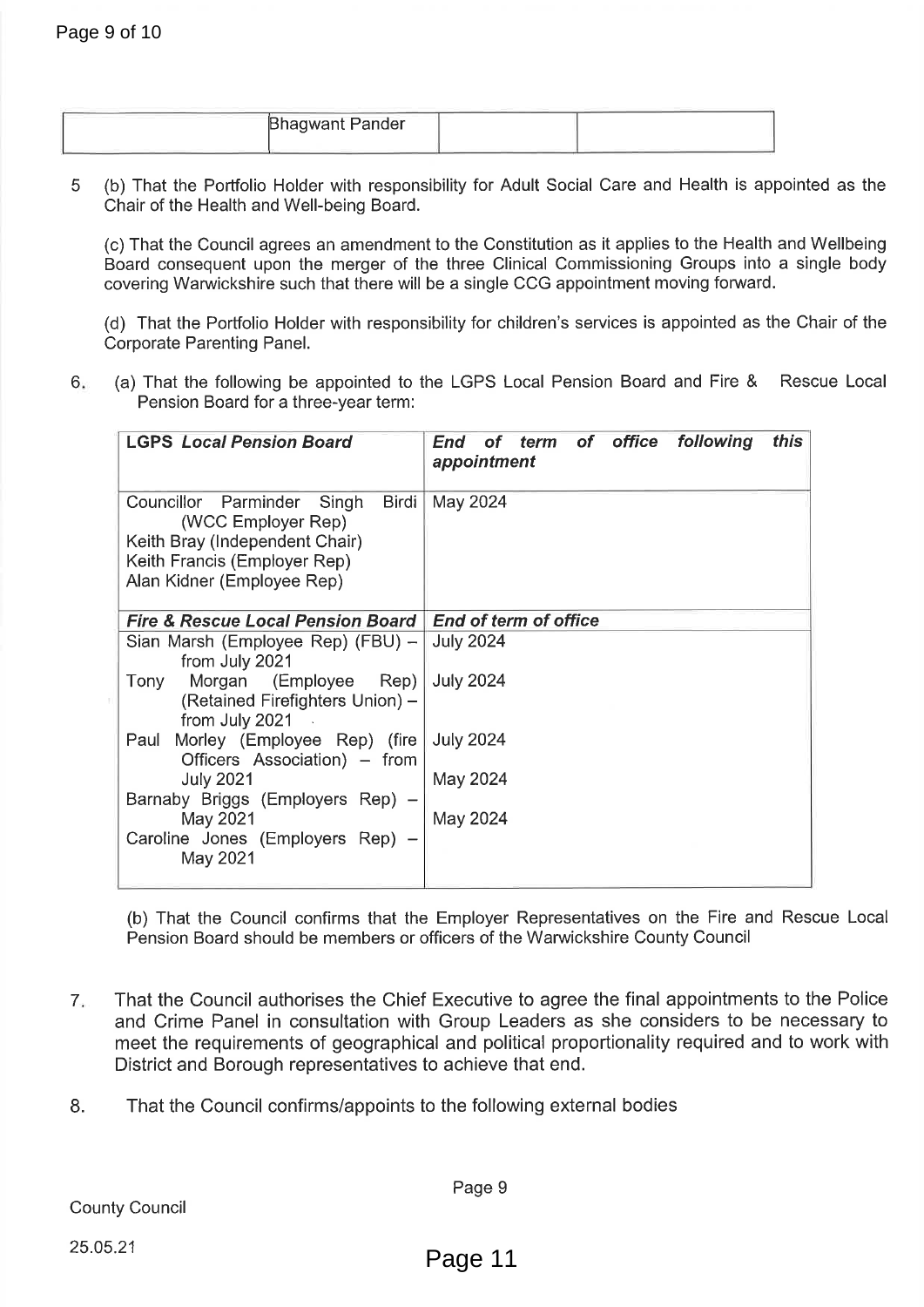| | Bhagwant Pander | | |
|---|---|---|---|

5 (b) That the Portfolio Holder with responsibility for Adult Social Care and Health is appointed as the Chair of the Health and Well-being Board.

(c) That the Council agrees an amendment to the Constitution as it applies to the Health and Wellbeing Board consequent upon the merger of the three Clinical Commissioning Groups into a single body covering Warwickshire such that there will be a single CCG appointment moving forward.

(d) That the Portfolio Holder with responsibility for children's services is appointed as the Chair of the Corporate Parenting Panel.

6. (a) That the following be appointed to the LGPS Local Pension Board and Fire & Rescue Local Pension Board for a three-year term:

| ***LGPS Local Pension Board*** | ***End of term of office following this appointment*** |
|---|---|
| Councillor Parminder Singh Birdi (WCC Employer Rep)<br>Keith Bray (Independent Chair)<br>Keith Francis (Employer Rep)<br>Alan Kidner (Employee Rep) | May 2024 |
| ***Fire & Rescue Local Pension Board*** | ***End of term of office*** |
| Sian Marsh (Employee Rep) (FBU) – from July 2021 | July 2024 |
| Tony Morgan (Employee Rep) (Retained Firefighters Union) – from July 2021 | July 2024 |
| Paul Morley (Employee Rep) (fire Officers Association) – from July 2021 | July 2024 |
| Barnaby Briggs (Employers Rep) – May 2021 | May 2024 |
| Caroline Jones (Employers Rep) – May 2021 | May 2024 |

(b) That the Council confirms that the Employer Representatives on the Fire and Rescue Local Pension Board should be members or officers of the Warwickshire County Council

7. That the Council authorises the Chief Executive to agree the final appointments to the Police and Crime Panel in consultation with Group Leaders as she considers to be necessary to meet the requirements of geographical and political proportionality required and to work with District and Borough representatives to achieve that end.

8. That the Council confirms/appoints to the following external bodies

County Council

25.05.21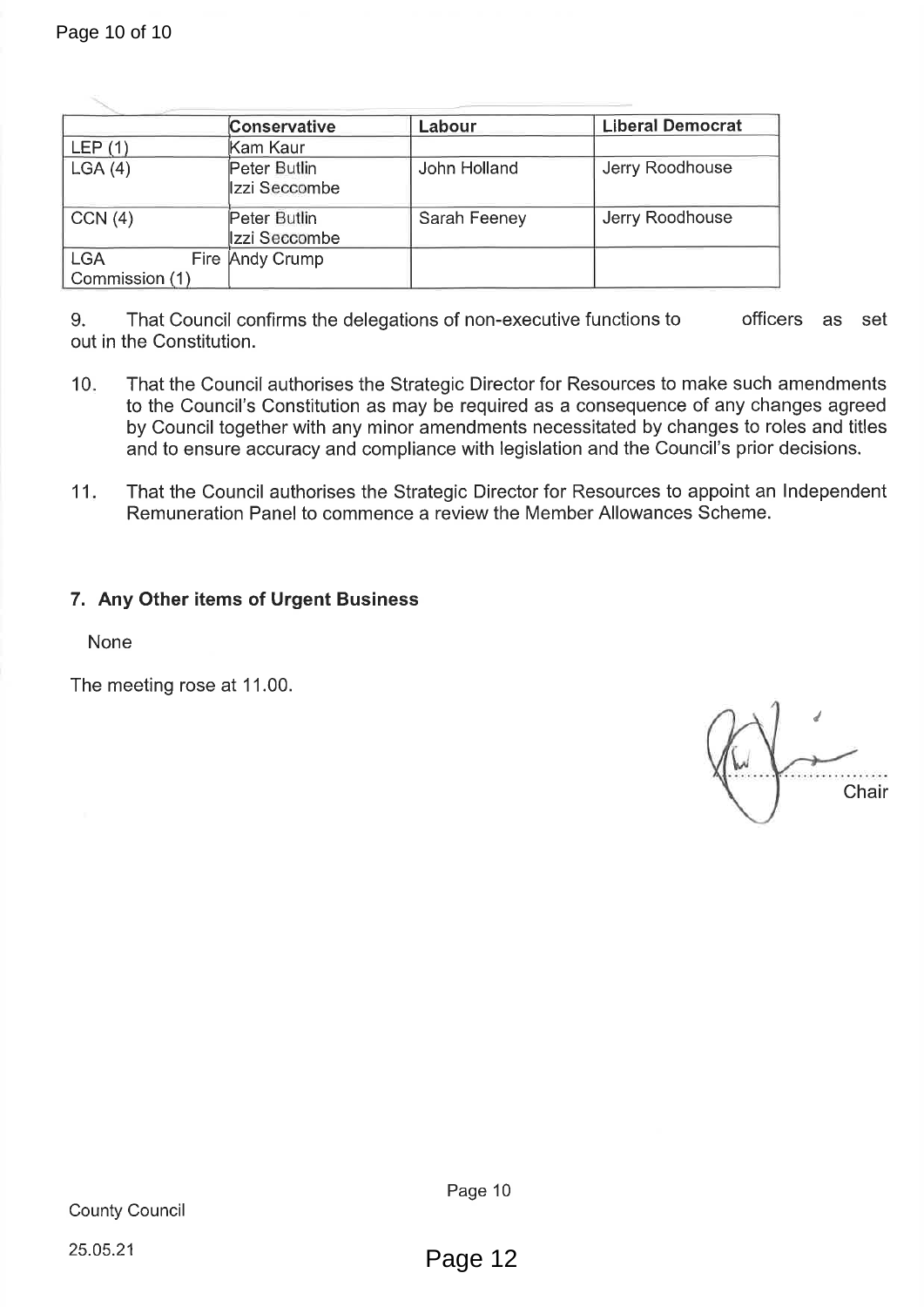| | Conservative | Labour | Liberal Democrat |
|---|---|---|---|
| LEP (1) | Kam Kaur | | |
| LGA (4) | Peter Butlin<br>Izzi Seccombe | John Holland | Jerry Roodhouse |
| CCN (4) | Peter Butlin<br>Izzi Seccombe | Sarah Feeney | Jerry Roodhouse |
| LGA Fire Commission (1) | Andy Crump | | |

9. That Council confirms the delegations of non-executive functions to officers as set out in the Constitution.

10. That the Council authorises the Strategic Director for Resources to make such amendments to the Council's Constitution as may be required as a consequence of any changes agreed by Council together with any minor amendments necessitated by changes to roles and titles and to ensure accuracy and compliance with legislation and the Council's prior decisions.

11. That the Council authorises the Strategic Director for Resources to appoint an Independent Remuneration Panel to commence a review the Member Allowances Scheme.

## 7. Any Other items of Urgent Business

None

The meeting rose at 11.00.

.................................. Chair

County Council

25.05.21